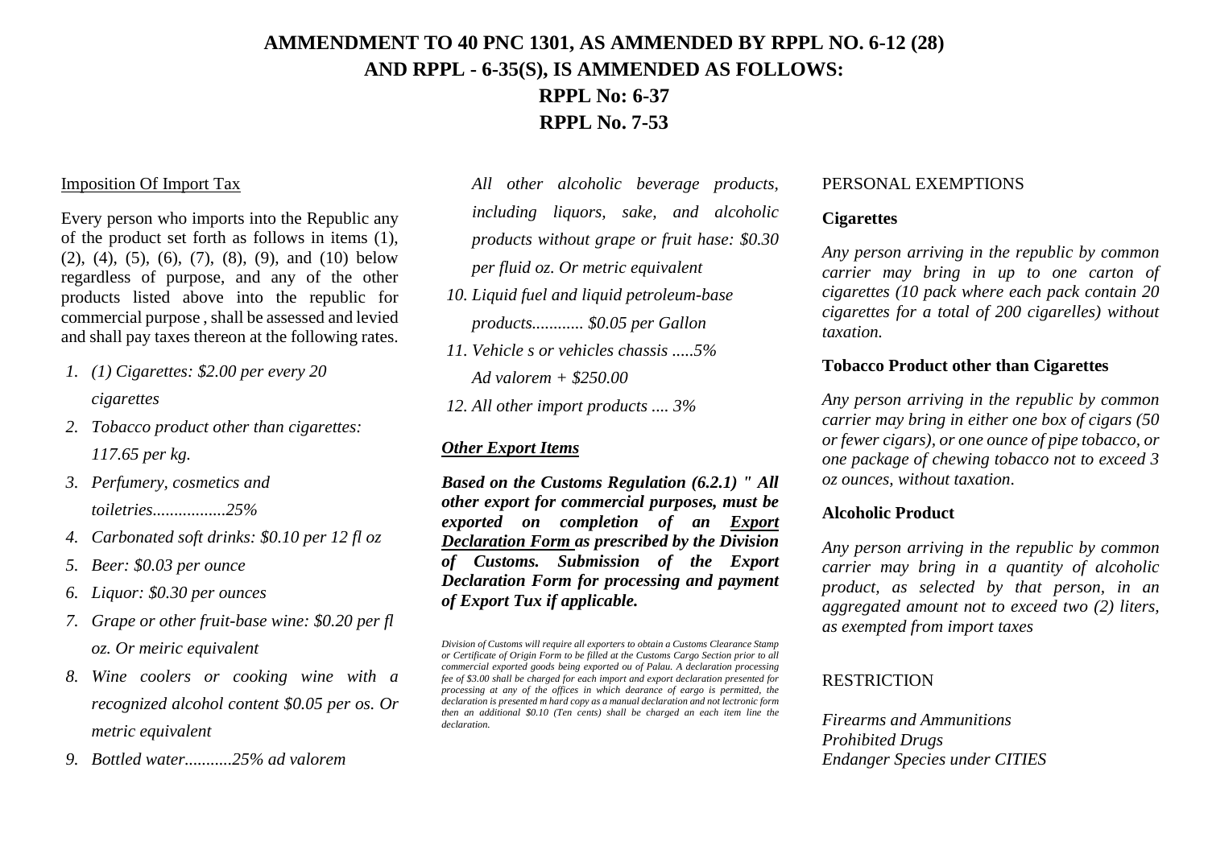# AMMENDMENT TO 40 PNC 1301, AS AMMENDED BY RPPL NO. 6-12 (28) AND RPPL - 6-35(S), IS AMMENDED AS FOLLOWS:

# RPPL No: 6-37

# RPPL No. 7-53

Imposition Of Import Tax

Every person who imports into the Republic any of the product set forth as follows in items (1), (2), (4), (5), (6), (7), (8), (9), and (10) below regardless of purpose, and any of the other products listed above into the republic for commercial purpose , shall be assessed and levied and shall pay taxes thereon at the following rates.

1. *(1) Cigarettes: $2.00 per every 20 cigarettes*
2. *Tobacco product other than cigarettes: 117.65 per kg.*
3. *Perfumery, cosmetics and toiletries.................25%*
4. *Carbonated soft drinks: $0.10 per 12 fl oz*
5. *Beer: $0.03 per ounce*
6. *Liquor: $0.30 per ounces*
7. *Grape or other fruit-base wine: $0.20 per fl oz. Or meiric equivalent*
8. *Wine coolers or cooking wine with a recognized alcohol content $0.05 per os. Or metric equivalent*
9. *Bottled water...........25% ad valorem*

   *All other alcoholic beverage products, including liquors, sake, and alcoholic products without grape or fruit hase: $0.30 per fluid oz. Or metric equivalent*
10. *Liquid fuel and liquid petroleum-base products............ $0.05 per Gallon*
11. *Vehicle s or vehicles chassis .....5% Ad valorem + $250.00*
12. *All other import products .... 3%*

***Other Export Items***

***Based on the Customs Regulation (6.2.1) " All other export for commercial purposes, must be exported on completion of an Export Declaration Form as prescribed by the Division of Customs. Submission of the Export Declaration Form for processing and payment of Export Tux if applicable.***

*Division of Customs will require all exporters to obtain a Customs Clearance Stamp or Certificate of Origin Form to be filled at the Customs Cargo Section prior to all commercial exported goods being exported ou of Palau. A declaration processing fee of $3.00 shall be charged for each import and export declaration presented for processing at any of the offices in which dearance of eargo is permitted, the declaration is presented m hard copy as a manual declaration and not lectronic form then an additional $0.10 (Ten cents) shall be charged an each item line the declaration.*

PERSONAL EXEMPTIONS

**Cigarettes**

*Any person arriving in the republic by common carrier may bring in up to one carton of cigarettes (10 pack where each pack contain 20 cigarettes for a total of 200 cigarelles) without taxation.*

**Tobacco Product other than Cigarettes**

*Any person arriving in the republic by common carrier may bring in either one box of cigars (50 or fewer cigars), or one ounce of pipe tobacco, or one package of chewing tobacco not to exceed 3 oz ounces, without taxation.*

**Alcoholic Product**

*Any person arriving in the republic by common carrier may bring in a quantity of alcoholic product, as selected by that person, in an aggregated amount not to exceed two (2) liters, as exempted from import taxes*

RESTRICTION

*Firearms and Ammunitions*
*Prohibited Drugs*
*Endanger Species under CITIES*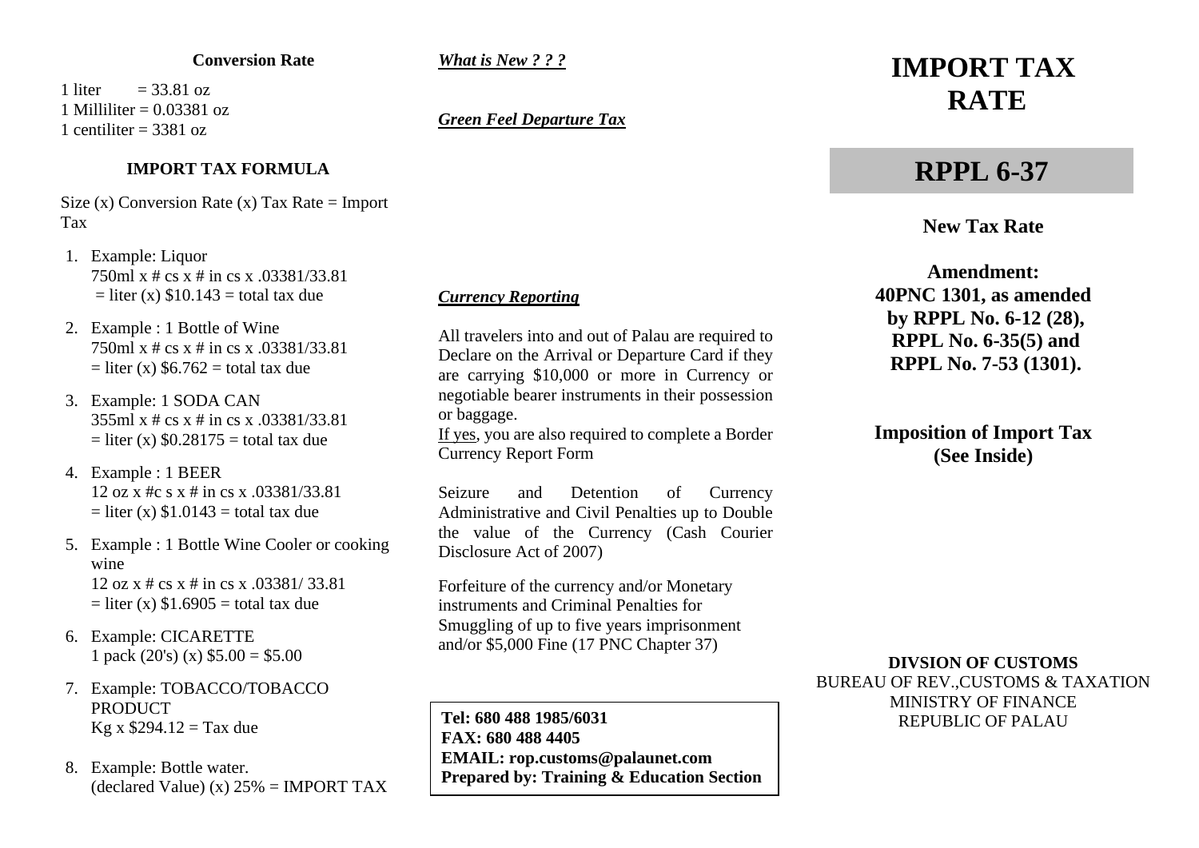**Conversion Rate**

1 liter = 33.81 oz
1 Milliliter = 0.03381 oz
1 centiliter = 3381 oz

**IMPORT TAX FORMULA**

Size (x) Conversion Rate (x) Tax Rate = Import Tax

1. Example: Liquor
   750ml x # cs x # in cs x .03381/33.81
   = liter (x) $10.143 = total tax due
2. Example : 1 Bottle of Wine
   750ml x # cs x # in cs x .03381/33.81
   = liter (x) $6.762 = total tax due
3. Example: 1 SODA CAN
   355ml x # cs x # in cs x .03381/33.81
   = liter (x) $0.28175 = total tax due
4. Example : 1 BEER
   12 oz x #c s x # in cs x .03381/33.81
   = liter (x) $1.0143 = total tax due
5. Example : 1 Bottle Wine Cooler or cooking wine
   12 oz x # cs x # in cs x .03381/ 33.81
   = liter (x) $1.6905 = total tax due
6. Example: CICARETTE
   1 pack (20's) (x) $5.00 = $5.00
7. Example: TOBACCO/TOBACCO PRODUCT
   Kg x $294.12 = Tax due
8. Example: Bottle water.
   (declared Value) (x) 25% = IMPORT TAX

***What is New ? ? ?***

***Green Feel Departure Tax***

***Currency Reporting***

All travelers into and out of Palau are required to Declare on the Arrival or Departure Card if they are carrying $10,000 or more in Currency or negotiable bearer instruments in their possession or baggage.
If yes, you are also required to complete a Border Currency Report Form

Seizure and Detention of Currency Administrative and Civil Penalties up to Double the value of the Currency (Cash Courier Disclosure Act of 2007)

Forfeiture of the currency and/or Monetary instruments and Criminal Penalties for Smuggling of up to five years imprisonment and/or $5,000 Fine (17 PNC Chapter 37)

**Tel: 680 488 1985/6031**
**FAX: 680 488 4405**
**EMAIL: rop.customs@palaunet.com**
**Prepared by: Training & Education Section**

# IMPORT TAX RATE

## RPPL 6-37

**New Tax Rate**

**Amendment:**
**40PNC 1301, as amended by RPPL No. 6-12 (28), RPPL No. 6-35(5) and RPPL No. 7-53 (1301).**

**Imposition of Import Tax (See Inside)**

**DIVSION OF CUSTOMS**
BUREAU OF REV.,CUSTOMS & TAXATION
MINISTRY OF FINANCE
REPUBLIC OF PALAU